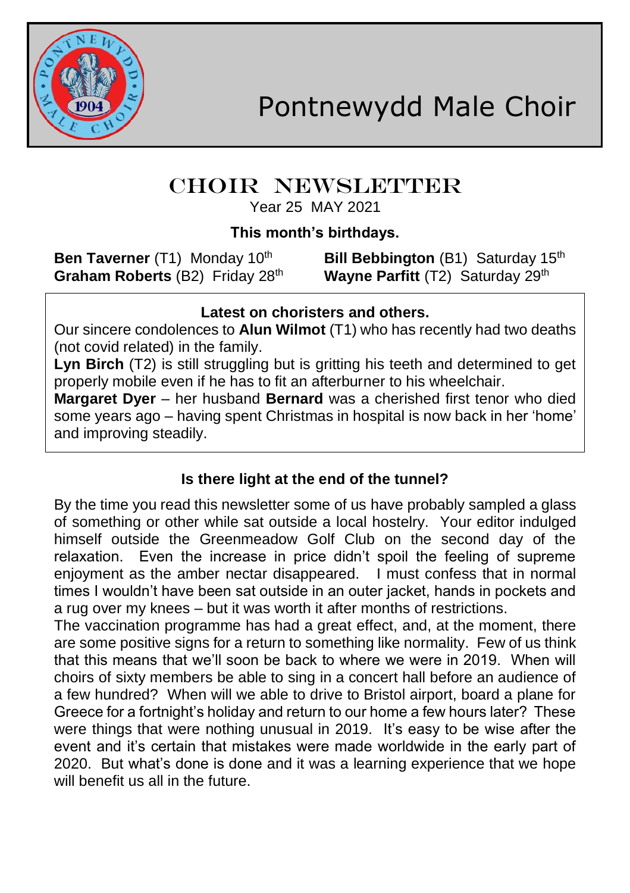# Pontnewydd Male Choir

## CHOIR NEWSLETTER

Year 25 MAY 2021

### This month's birthdays.

**Ben Taverner** (T1) Monday 10th

**Bill Bebbington** (B1) Saturday 15th

**Graham Roberts** (B2) Friday 28th

**Wayne Parfitt** (T2) Saturday 29th

### Latest on choristers and others.

Our sincere condolences to **Alun Wilmot** (T1) who has recently had two deaths (not covid related) in the family.

**Lyn Birch** (T2) is still struggling but is gritting his teeth and determined to get properly mobile even if he has to fit an afterburner to his wheelchair.

**Margaret Dyer** – her husband **Bernard** was a cherished first tenor who died some years ago – having spent Christmas in hospital is now back in her 'home' and improving steadily.

### Is there light at the end of the tunnel?

By the time you read this newsletter some of us have probably sampled a glass of something or other while sat outside a local hostelry. Your editor indulged himself outside the Greenmeadow Golf Club on the second day of the relaxation. Even the increase in price didn't spoil the feeling of supreme enjoyment as the amber nectar disappeared. I must confess that in normal times I wouldn't have been sat outside in an outer jacket, hands in pockets and a rug over my knees – but it was worth it after months of restrictions.

The vaccination programme has had a great effect, and, at the moment, there are some positive signs for a return to something like normality. Few of us think that this means that we'll soon be back to where we were in 2019. When will choirs of sixty members be able to sing in a concert hall before an audience of a few hundred? When will we able to drive to Bristol airport, board a plane for Greece for a fortnight's holiday and return to our home a few hours later? These were things that were nothing unusual in 2019. It's easy to be wise after the event and it's certain that mistakes were made worldwide in the early part of 2020. But what's done is done and it was a learning experience that we hope will benefit us all in the future.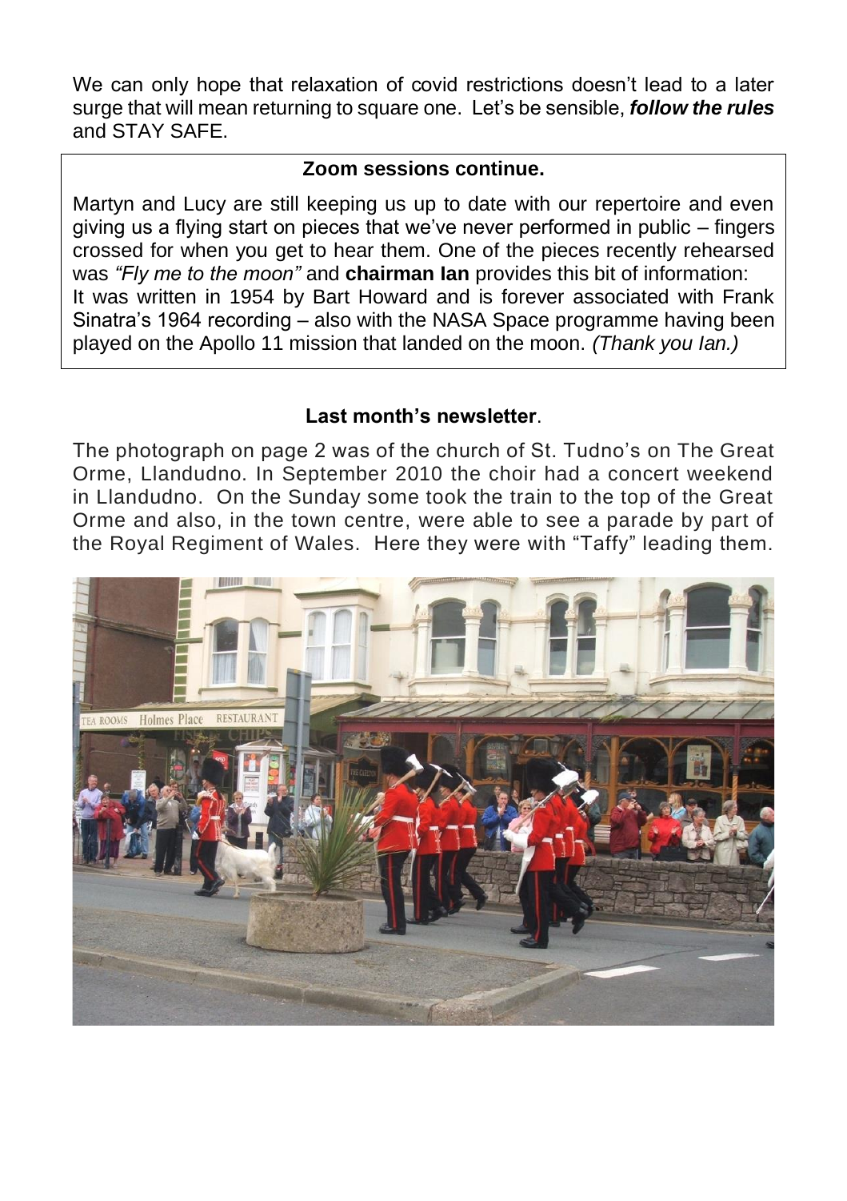We can only hope that relaxation of covid restrictions doesn't lead to a later surge that will mean returning to square one. Let's be sensible, ***follow the rules*** and STAY SAFE.

**Zoom sessions continue.**

Martyn and Lucy are still keeping us up to date with our repertoire and even giving us a flying start on pieces that we've never performed in public – fingers crossed for when you get to hear them. One of the pieces recently rehearsed was *"Fly me to the moon"* and **chairman Ian** provides this bit of information: It was written in 1954 by Bart Howard and is forever associated with Frank Sinatra's 1964 recording – also with the NASA Space programme having been played on the Apollo 11 mission that landed on the moon. *(Thank you Ian.)*

**Last month's newsletter**.

The photograph on page 2 was of the church of St. Tudno's on The Great Orme, Llandudno. In September 2010 the choir had a concert weekend in Llandudno. On the Sunday some took the train to the top of the Great Orme and also, in the town centre, were able to see a parade by part of the Royal Regiment of Wales. Here they were with "Taffy" leading them.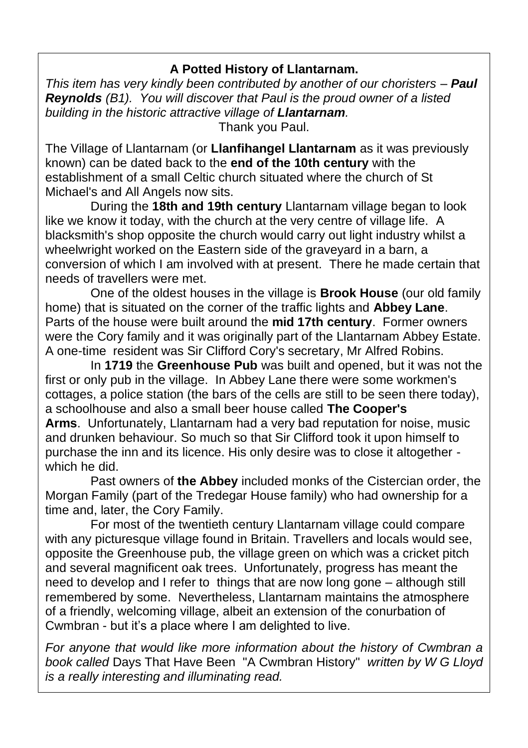## A Potted History of Llantarnam.

*This item has very kindly been contributed by another of our choristers – **Paul Reynolds** (B1). You will discover that Paul is the proud owner of a listed building in the historic attractive village of **Llantarnam**.*

Thank you Paul.

The Village of Llantarnam (or **Llanfihangel Llantarnam** as it was previously known) can be dated back to the **end of the 10th century** with the establishment of a small Celtic church situated where the church of St Michael's and All Angels now sits.

During the **18th and 19th century** Llantarnam village began to look like we know it today, with the church at the very centre of village life. A blacksmith's shop opposite the church would carry out light industry whilst a wheelwright worked on the Eastern side of the graveyard in a barn, a conversion of which I am involved with at present. There he made certain that needs of travellers were met.

One of the oldest houses in the village is **Brook House** (our old family home) that is situated on the corner of the traffic lights and **Abbey Lane**. Parts of the house were built around the **mid 17th century**. Former owners were the Cory family and it was originally part of the Llantarnam Abbey Estate. A one-time resident was Sir Clifford Cory's secretary, Mr Alfred Robins.

In **1719** the **Greenhouse Pub** was built and opened, but it was not the first or only pub in the village. In Abbey Lane there were some workmen's cottages, a police station (the bars of the cells are still to be seen there today), a schoolhouse and also a small beer house called **The Cooper's Arms**. Unfortunately, Llantarnam had a very bad reputation for noise, music and drunken behaviour. So much so that Sir Clifford took it upon himself to purchase the inn and its licence. His only desire was to close it altogether - which he did.

Past owners of **the Abbey** included monks of the Cistercian order, the Morgan Family (part of the Tredegar House family) who had ownership for a time and, later, the Cory Family.

For most of the twentieth century Llantarnam village could compare with any picturesque village found in Britain. Travellers and locals would see, opposite the Greenhouse pub, the village green on which was a cricket pitch and several magnificent oak trees. Unfortunately, progress has meant the need to develop and I refer to things that are now long gone – although still remembered by some. Nevertheless, Llantarnam maintains the atmosphere of a friendly, welcoming village, albeit an extension of the conurbation of Cwmbran - but it's a place where I am delighted to live.

*For anyone that would like more information about the history of Cwmbran a book called* Days That Have Been "A Cwmbran History" *written by W G Lloyd is a really interesting and illuminating read.*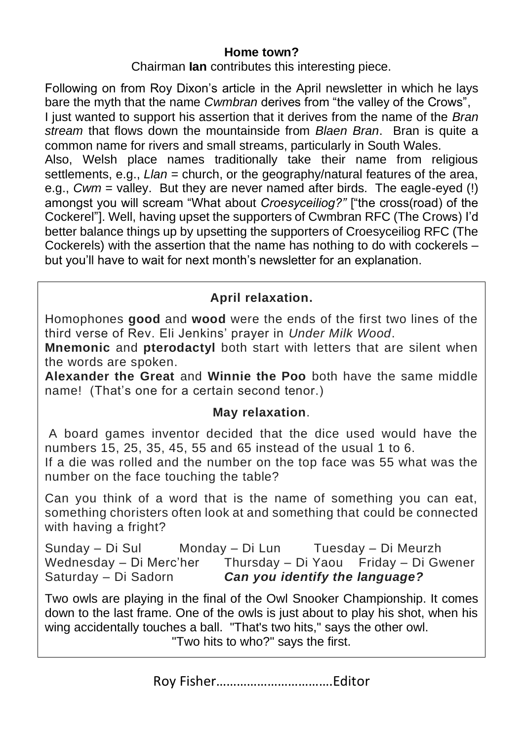## Home town?

Chairman **Ian** contributes this interesting piece.

Following on from Roy Dixon's article in the April newsletter in which he lays bare the myth that the name *Cwmbran* derives from "the valley of the Crows", I just wanted to support his assertion that it derives from the name of the *Bran stream* that flows down the mountainside from *Blaen Bran*. Bran is quite a common name for rivers and small streams, particularly in South Wales.

Also, Welsh place names traditionally take their name from religious settlements, e.g., *Llan* = church, or the geography/natural features of the area, e.g., *Cwm* = valley. But they are never named after birds. The eagle-eyed (!) amongst you will scream "What about *Croesyceiliog?"* ["the cross(road) of the Cockerel"]. Well, having upset the supporters of Cwmbran RFC (The Crows) I'd better balance things up by upsetting the supporters of Croesyceiliog RFC (The Cockerels) with the assertion that the name has nothing to do with cockerels – but you'll have to wait for next month's newsletter for an explanation.

### April relaxation.

Homophones **good** and **wood** were the ends of the first two lines of the third verse of Rev. Eli Jenkins' prayer in *Under Milk Wood*.

**Mnemonic** and **pterodactyl** both start with letters that are silent when the words are spoken.

**Alexander the Great** and **Winnie the Poo** both have the same middle name! (That's one for a certain second tenor.)

### May relaxation.

A board games inventor decided that the dice used would have the numbers 15, 25, 35, 45, 55 and 65 instead of the usual 1 to 6.

If a die was rolled and the number on the top face was 55 what was the number on the face touching the table?

Can you think of a word that is the name of something you can eat, something choristers often look at and something that could be connected with having a fright?

Sunday – Di Sul Monday – Di Lun Tuesday – Di Meurzh
Wednesday – Di Merc'her Thursday – Di Yaou Friday – Di Gwener
Saturday – Di Sadorn ***Can you identify the language?***

Two owls are playing in the final of the Owl Snooker Championship. It comes down to the last frame. One of the owls is just about to play his shot, when his wing accidentally touches a ball. "That's two hits," says the other owl.

"Two hits to who?" says the first.

Roy Fisher……………………………Editor